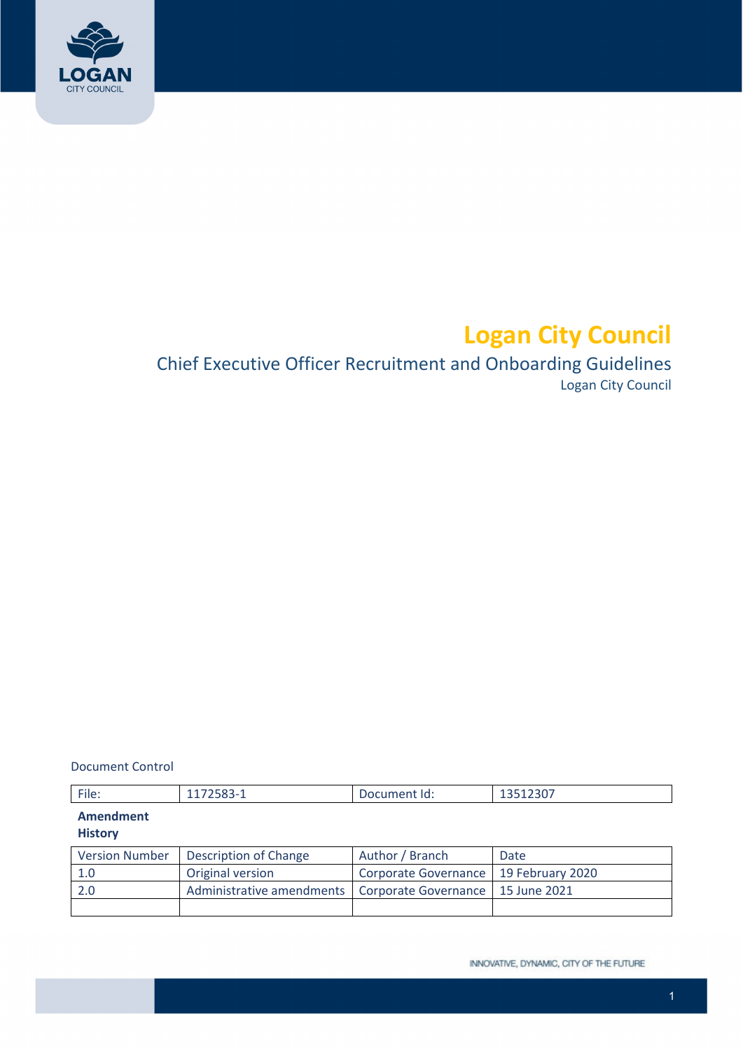# Logan City Council

## Chief Executive Officer Recruitment and Onboarding Guidelines

Logan City Council

Document Control

| File: | 1172583-1 | Document Id: | 13512307 |
|---|---|---|---|

**Amendment History**

| Version Number | Description of Change | Author / Branch | Date |
|---|---|---|---|
| 1.0 | Original version | Corporate Governance | 19 February 2020 |
| 2.0 | Administrative amendments | Corporate Governance | 15 June 2021 |
| | | | |

INNOVATIVE, DYNAMIC, CITY OF THE FUTURE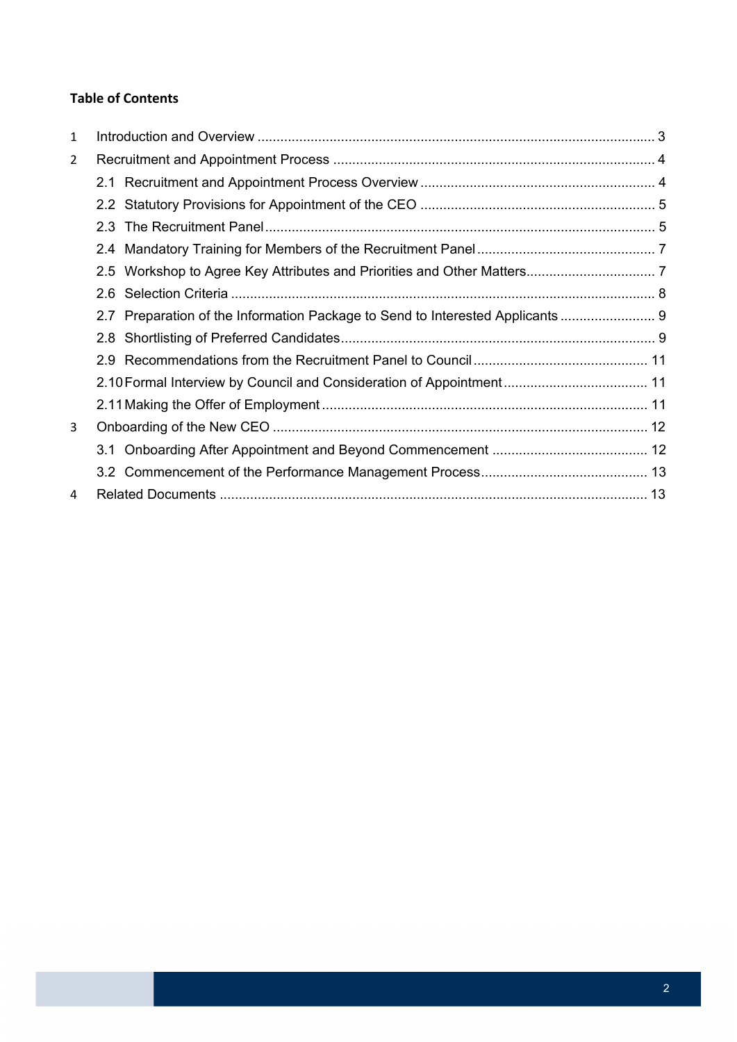**Table of Contents**

1 Introduction and Overview ........................................................................................................ 3

2 Recruitment and Appointment Process ..................................................................................... 4

  2.1 Recruitment and Appointment Process Overview ............................................................. 4

  2.2 Statutory Provisions for Appointment of the CEO ............................................................. 5

  2.3 The Recruitment Panel ...................................................................................................... 5

  2.4 Mandatory Training for Members of the Recruitment Panel ............................................... 7

  2.5 Workshop to Agree Key Attributes and Priorities and Other Matters.................................. 7

  2.6 Selection Criteria ............................................................................................................... 8

  2.7 Preparation of the Information Package to Send to Interested Applicants ......................... 9

  2.8 Shortlisting of Preferred Candidates................................................................................... 9

  2.9 Recommendations from the Recruitment Panel to Council .............................................. 11

  2.10 Formal Interview by Council and Consideration of Appointment...................................... 11

  2.11 Making the Offer of Employment ..................................................................................... 11

3 Onboarding of the New CEO .................................................................................................. 12

  3.1 Onboarding After Appointment and Beyond Commencement ......................................... 12

  3.2 Commencement of the Performance Management Process............................................ 13

4 Related Documents ................................................................................................................ 13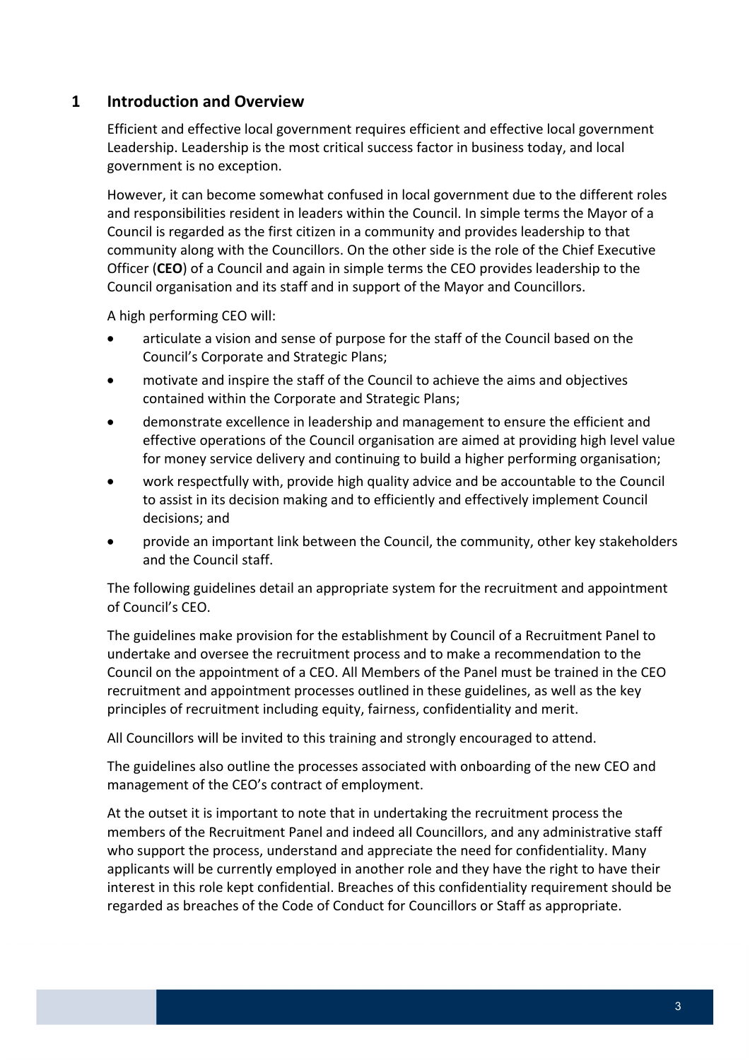# 1 Introduction and Overview

Efficient and effective local government requires efficient and effective local government Leadership. Leadership is the most critical success factor in business today, and local government is no exception.

However, it can become somewhat confused in local government due to the different roles and responsibilities resident in leaders within the Council. In simple terms the Mayor of a Council is regarded as the first citizen in a community and provides leadership to that community along with the Councillors. On the other side is the role of the Chief Executive Officer (**CEO**) of a Council and again in simple terms the CEO provides leadership to the Council organisation and its staff and in support of the Mayor and Councillors.

A high performing CEO will:

- articulate a vision and sense of purpose for the staff of the Council based on the Council's Corporate and Strategic Plans;
- motivate and inspire the staff of the Council to achieve the aims and objectives contained within the Corporate and Strategic Plans;
- demonstrate excellence in leadership and management to ensure the efficient and effective operations of the Council organisation are aimed at providing high level value for money service delivery and continuing to build a higher performing organisation;
- work respectfully with, provide high quality advice and be accountable to the Council to assist in its decision making and to efficiently and effectively implement Council decisions; and
- provide an important link between the Council, the community, other key stakeholders and the Council staff.

The following guidelines detail an appropriate system for the recruitment and appointment of Council's CEO.

The guidelines make provision for the establishment by Council of a Recruitment Panel to undertake and oversee the recruitment process and to make a recommendation to the Council on the appointment of a CEO. All Members of the Panel must be trained in the CEO recruitment and appointment processes outlined in these guidelines, as well as the key principles of recruitment including equity, fairness, confidentiality and merit.

All Councillors will be invited to this training and strongly encouraged to attend.

The guidelines also outline the processes associated with onboarding of the new CEO and management of the CEO's contract of employment.

At the outset it is important to note that in undertaking the recruitment process the members of the Recruitment Panel and indeed all Councillors, and any administrative staff who support the process, understand and appreciate the need for confidentiality. Many applicants will be currently employed in another role and they have the right to have their interest in this role kept confidential. Breaches of this confidentiality requirement should be regarded as breaches of the Code of Conduct for Councillors or Staff as appropriate.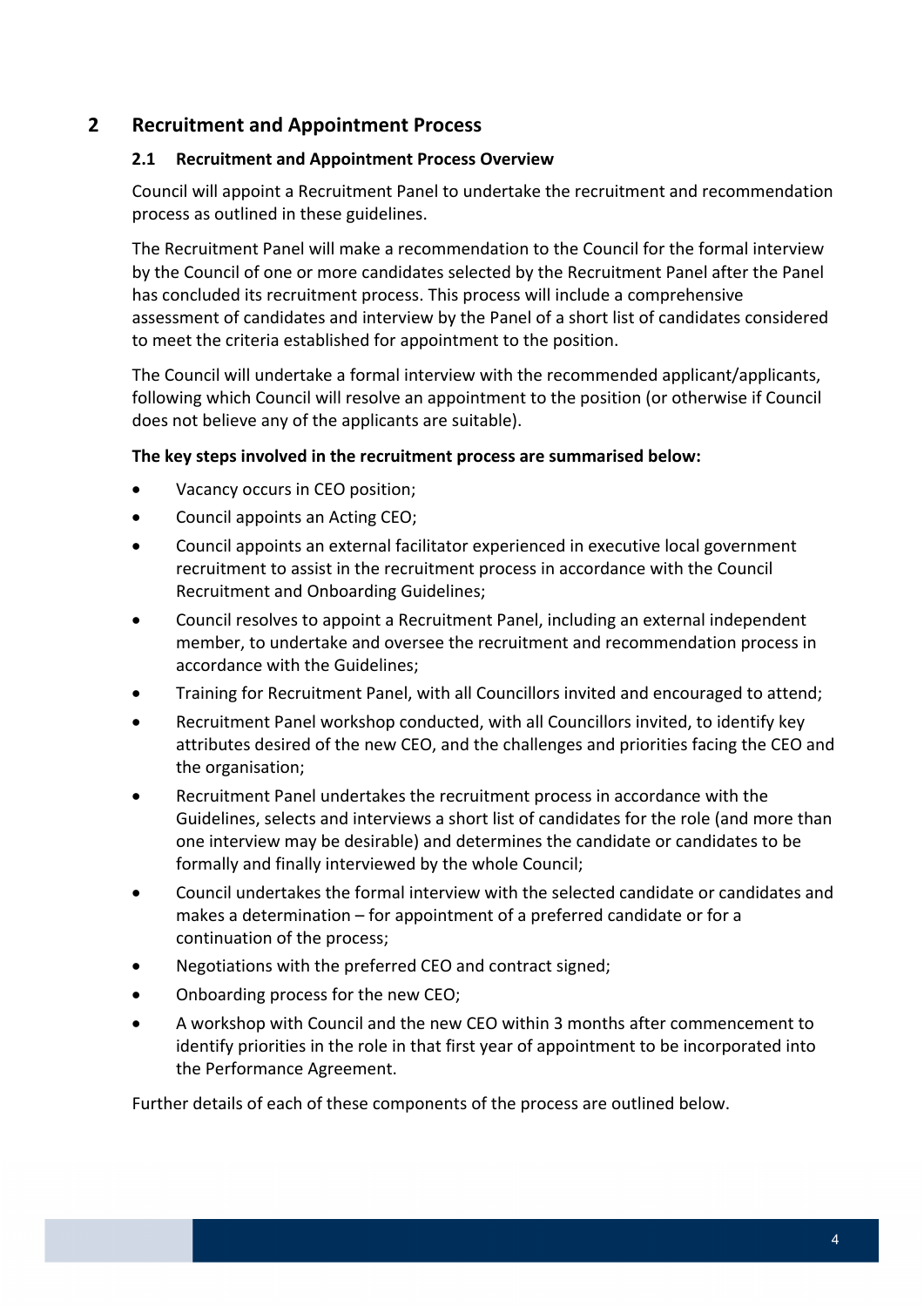## 2 Recruitment and Appointment Process

### 2.1 Recruitment and Appointment Process Overview

Council will appoint a Recruitment Panel to undertake the recruitment and recommendation process as outlined in these guidelines.

The Recruitment Panel will make a recommendation to the Council for the formal interview by the Council of one or more candidates selected by the Recruitment Panel after the Panel has concluded its recruitment process. This process will include a comprehensive assessment of candidates and interview by the Panel of a short list of candidates considered to meet the criteria established for appointment to the position.

The Council will undertake a formal interview with the recommended applicant/applicants, following which Council will resolve an appointment to the position (or otherwise if Council does not believe any of the applicants are suitable).

**The key steps involved in the recruitment process are summarised below:**

- Vacancy occurs in CEO position;
- Council appoints an Acting CEO;
- Council appoints an external facilitator experienced in executive local government recruitment to assist in the recruitment process in accordance with the Council Recruitment and Onboarding Guidelines;
- Council resolves to appoint a Recruitment Panel, including an external independent member, to undertake and oversee the recruitment and recommendation process in accordance with the Guidelines;
- Training for Recruitment Panel, with all Councillors invited and encouraged to attend;
- Recruitment Panel workshop conducted, with all Councillors invited, to identify key attributes desired of the new CEO, and the challenges and priorities facing the CEO and the organisation;
- Recruitment Panel undertakes the recruitment process in accordance with the Guidelines, selects and interviews a short list of candidates for the role (and more than one interview may be desirable) and determines the candidate or candidates to be formally and finally interviewed by the whole Council;
- Council undertakes the formal interview with the selected candidate or candidates and makes a determination – for appointment of a preferred candidate or for a continuation of the process;
- Negotiations with the preferred CEO and contract signed;
- Onboarding process for the new CEO;
- A workshop with Council and the new CEO within 3 months after commencement to identify priorities in the role in that first year of appointment to be incorporated into the Performance Agreement.

Further details of each of these components of the process are outlined below.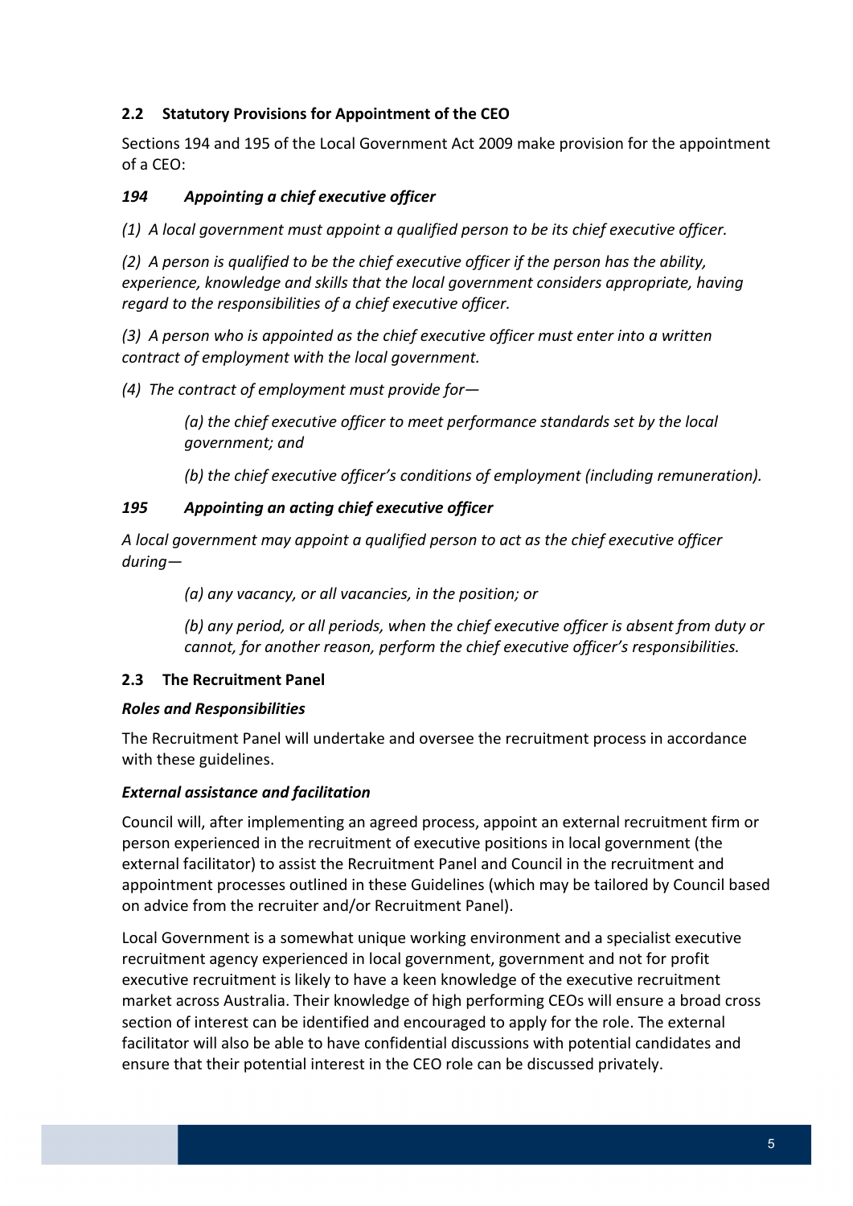## 2.2 Statistical Provisions for Appointment of the CEO

Sections 194 and 195 of the Local Government Act 2009 make provision for the appointment of a CEO:

***194 Appointing a chief executive officer***

*(1) A local government must appoint a qualified person to be its chief executive officer.*

*(2) A person is qualified to be the chief executive officer if the person has the ability, experience, knowledge and skills that the local government considers appropriate, having regard to the responsibilities of a chief executive officer.*

*(3) A person who is appointed as the chief executive officer must enter into a written contract of employment with the local government.*

*(4) The contract of employment must provide for—*

> *(a) the chief executive officer to meet performance standards set by the local government; and*
>
> *(b) the chief executive officer's conditions of employment (including remuneration).*

***195 Appointing an acting chief executive officer***

*A local government may appoint a qualified person to act as the chief executive officer during—*

> *(a) any vacancy, or all vacancies, in the position; or*
>
> *(b) any period, or all periods, when the chief executive officer is absent from duty or cannot, for another reason, perform the chief executive officer's responsibilities.*

## 2.3 The Recruitment Panel

***Roles and Responsibilities***

The Recruitment Panel will undertake and oversee the recruitment process in accordance with these guidelines.

***External assistance and facilitation***

Council will, after implementing an agreed process, appoint an external recruitment firm or person experienced in the recruitment of executive positions in local government (the external facilitator) to assist the Recruitment Panel and Council in the recruitment and appointment processes outlined in these Guidelines (which may be tailored by Council based on advice from the recruiter and/or Recruitment Panel).

Local Government is a somewhat unique working environment and a specialist executive recruitment agency experienced in local government, government and not for profit executive recruitment is likely to have a keen knowledge of the executive recruitment market across Australia. Their knowledge of high performing CEOs will ensure a broad cross section of interest can be identified and encouraged to apply for the role. The external facilitator will also be able to have confidential discussions with potential candidates and ensure that their potential interest in the CEO role can be discussed privately.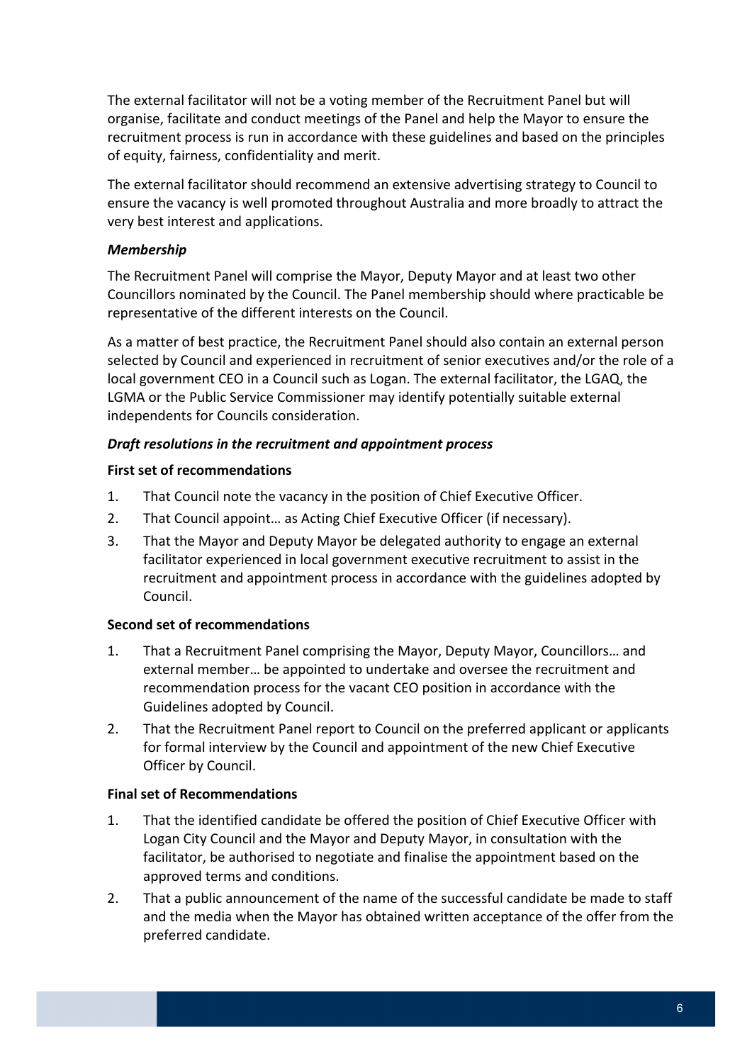The external facilitator will not be a voting member of the Recruitment Panel but will organise, facilitate and conduct meetings of the Panel and help the Mayor to ensure the recruitment process is run in accordance with these guidelines and based on the principles of equity, fairness, confidentiality and merit.

The external facilitator should recommend an extensive advertising strategy to Council to ensure the vacancy is well promoted throughout Australia and more broadly to attract the very best interest and applications.

***Membership***

The Recruitment Panel will comprise the Mayor, Deputy Mayor and at least two other Councillors nominated by the Council. The Panel membership should where practicable be representative of the different interests on the Council.

As a matter of best practice, the Recruitment Panel should also contain an external person selected by Council and experienced in recruitment of senior executives and/or the role of a local government CEO in a Council such as Logan. The external facilitator, the LGAQ, the LGMA or the Public Service Commissioner may identify potentially suitable external independents for Councils consideration.

***Draft resolutions in the recruitment and appointment process***

**First set of recommendations**

1. That Council note the vacancy in the position of Chief Executive Officer.
2. That Council appoint… as Acting Chief Executive Officer (if necessary).
3. That the Mayor and Deputy Mayor be delegated authority to engage an external facilitator experienced in local government executive recruitment to assist in the recruitment and appointment process in accordance with the guidelines adopted by Council.

**Second set of recommendations**

1. That a Recruitment Panel comprising the Mayor, Deputy Mayor, Councillors… and external member… be appointed to undertake and oversee the recruitment and recommendation process for the vacant CEO position in accordance with the Guidelines adopted by Council.
2. That the Recruitment Panel report to Council on the preferred applicant or applicants for formal interview by the Council and appointment of the new Chief Executive Officer by Council.

**Final set of Recommendations**

1. That the identified candidate be offered the position of Chief Executive Officer with Logan City Council and the Mayor and Deputy Mayor, in consultation with the facilitator, be authorised to negotiate and finalise the appointment based on the approved terms and conditions.
2. That a public announcement of the name of the successful candidate be made to staff and the media when the Mayor has obtained written acceptance of the offer from the preferred candidate.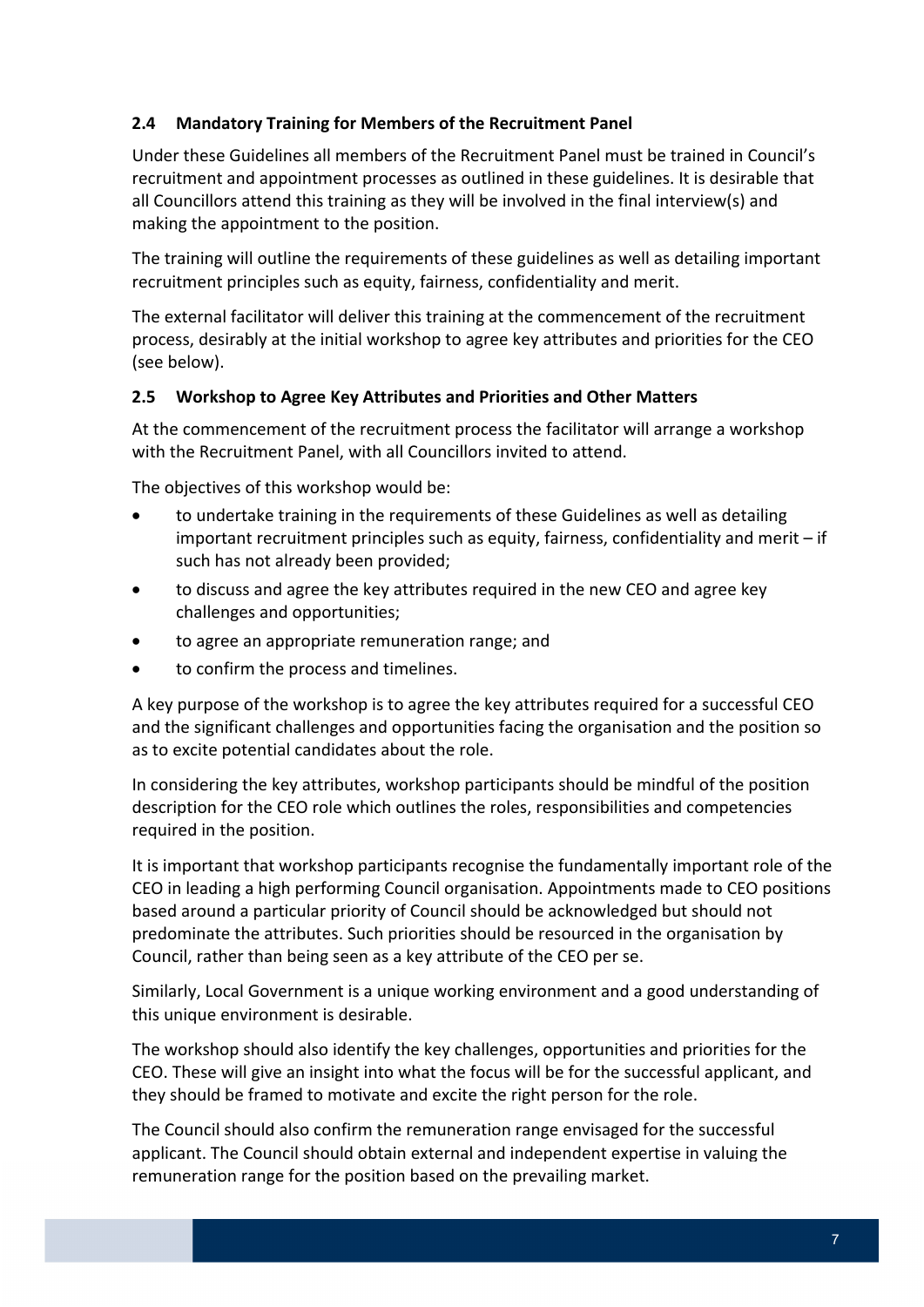### 2.4 Mandatory Training for Members of the Recruitment Panel

Under these Guidelines all members of the Recruitment Panel must be trained in Council's recruitment and appointment processes as outlined in these guidelines. It is desirable that all Councillors attend this training as they will be involved in the final interview(s) and making the appointment to the position.

The training will outline the requirements of these guidelines as well as detailing important recruitment principles such as equity, fairness, confidentiality and merit.

The external facilitator will deliver this training at the commencement of the recruitment process, desirably at the initial workshop to agree key attributes and priorities for the CEO (see below).

### 2.5 Workshop to Agree Key Attributes and Priorities and Other Matters

At the commencement of the recruitment process the facilitator will arrange a workshop with the Recruitment Panel, with all Councillors invited to attend.

The objectives of this workshop would be:

- to undertake training in the requirements of these Guidelines as well as detailing important recruitment principles such as equity, fairness, confidentiality and merit – if such has not already been provided;
- to discuss and agree the key attributes required in the new CEO and agree key challenges and opportunities;
- to agree an appropriate remuneration range; and
- to confirm the process and timelines.

A key purpose of the workshop is to agree the key attributes required for a successful CEO and the significant challenges and opportunities facing the organisation and the position so as to excite potential candidates about the role.

In considering the key attributes, workshop participants should be mindful of the position description for the CEO role which outlines the roles, responsibilities and competencies required in the position.

It is important that workshop participants recognise the fundamentally important role of the CEO in leading a high performing Council organisation. Appointments made to CEO positions based around a particular priority of Council should be acknowledged but should not predominate the attributes. Such priorities should be resourced in the organisation by Council, rather than being seen as a key attribute of the CEO per se.

Similarly, Local Government is a unique working environment and a good understanding of this unique environment is desirable.

The workshop should also identify the key challenges, opportunities and priorities for the CEO. These will give an insight into what the focus will be for the successful applicant, and they should be framed to motivate and excite the right person for the role.

The Council should also confirm the remuneration range envisaged for the successful applicant. The Council should obtain external and independent expertise in valuing the remuneration range for the position based on the prevailing market.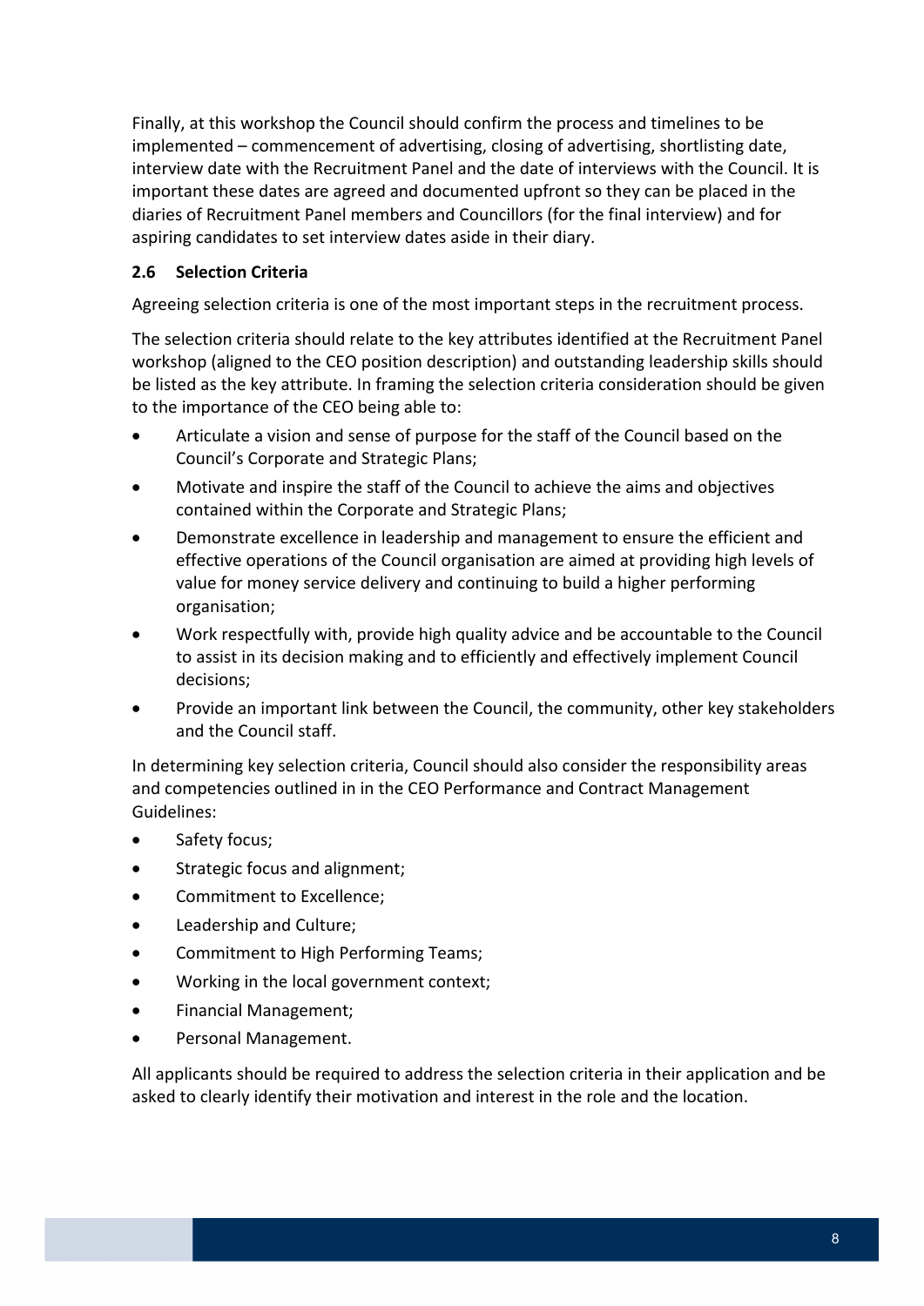Finally, at this workshop the Council should confirm the process and timelines to be implemented – commencement of advertising, closing of advertising, shortlisting date, interview date with the Recruitment Panel and the date of interviews with the Council. It is important these dates are agreed and documented upfront so they can be placed in the diaries of Recruitment Panel members and Councillors (for the final interview) and for aspiring candidates to set interview dates aside in their diary.

### 2.6 Selection Criteria

Agreeing selection criteria is one of the most important steps in the recruitment process.

The selection criteria should relate to the key attributes identified at the Recruitment Panel workshop (aligned to the CEO position description) and outstanding leadership skills should be listed as the key attribute. In framing the selection criteria consideration should be given to the importance of the CEO being able to:

- Articulate a vision and sense of purpose for the staff of the Council based on the Council's Corporate and Strategic Plans;
- Motivate and inspire the staff of the Council to achieve the aims and objectives contained within the Corporate and Strategic Plans;
- Demonstrate excellence in leadership and management to ensure the efficient and effective operations of the Council organisation are aimed at providing high levels of value for money service delivery and continuing to build a higher performing organisation;
- Work respectfully with, provide high quality advice and be accountable to the Council to assist in its decision making and to efficiently and effectively implement Council decisions;
- Provide an important link between the Council, the community, other key stakeholders and the Council staff.

In determining key selection criteria, Council should also consider the responsibility areas and competencies outlined in in the CEO Performance and Contract Management Guidelines:

- Safety focus;
- Strategic focus and alignment;
- Commitment to Excellence;
- Leadership and Culture;
- Commitment to High Performing Teams;
- Working in the local government context;
- Financial Management;
- Personal Management.

All applicants should be required to address the selection criteria in their application and be asked to clearly identify their motivation and interest in the role and the location.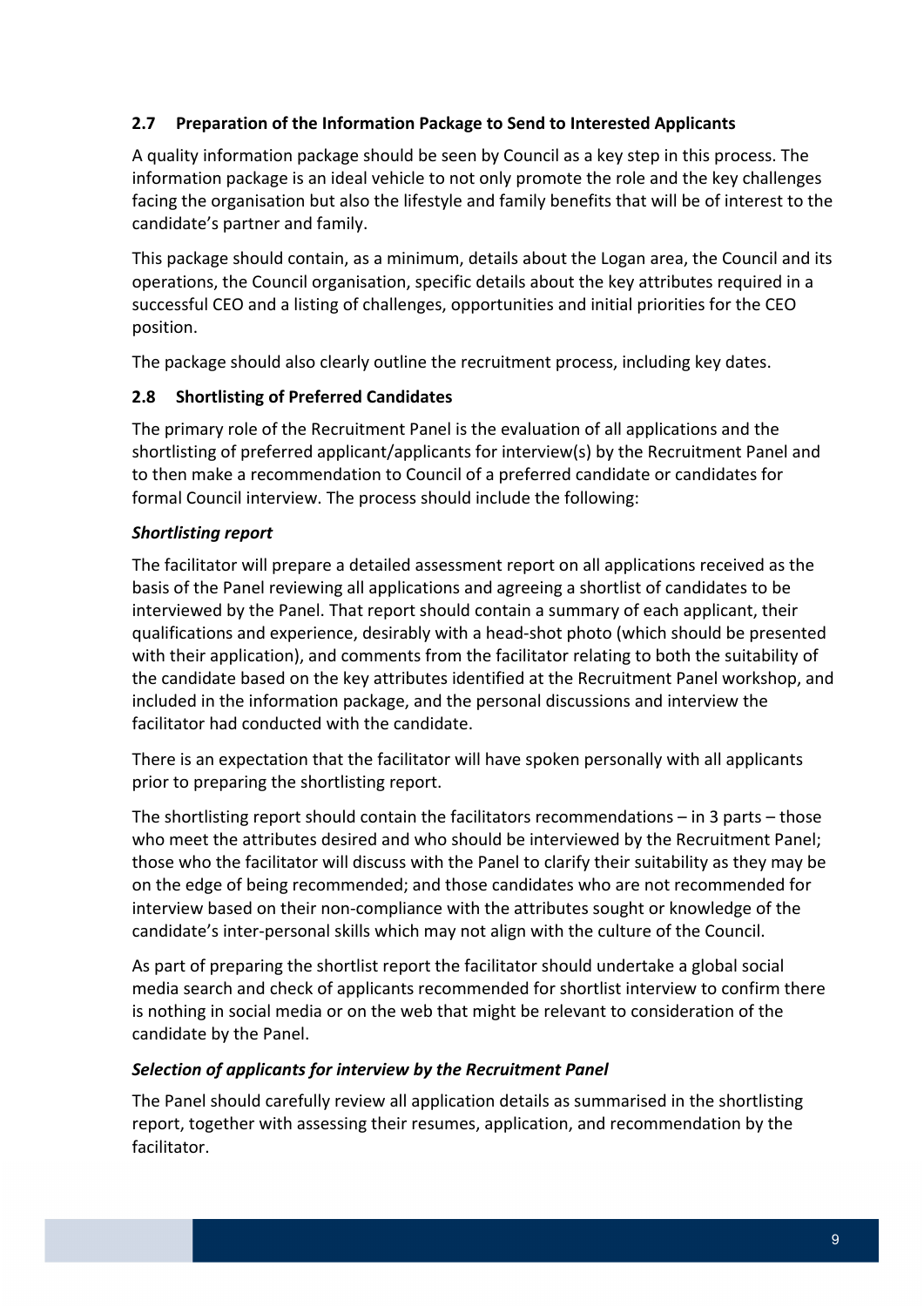### 2.7 Preparation of the Information Package to Send to Interested Applicants

A quality information package should be seen by Council as a key step in this process. The information package is an ideal vehicle to not only promote the role and the key challenges facing the organisation but also the lifestyle and family benefits that will be of interest to the candidate's partner and family.

This package should contain, as a minimum, details about the Logan area, the Council and its operations, the Council organisation, specific details about the key attributes required in a successful CEO and a listing of challenges, opportunities and initial priorities for the CEO position.

The package should also clearly outline the recruitment process, including key dates.

### 2.8 Shortlisting of Preferred Candidates

The primary role of the Recruitment Panel is the evaluation of all applications and the shortlisting of preferred applicant/applicants for interview(s) by the Recruitment Panel and to then make a recommendation to Council of a preferred candidate or candidates for formal Council interview. The process should include the following:

***Shortlisting report***

The facilitator will prepare a detailed assessment report on all applications received as the basis of the Panel reviewing all applications and agreeing a shortlist of candidates to be interviewed by the Panel. That report should contain a summary of each applicant, their qualifications and experience, desirably with a head-shot photo (which should be presented with their application), and comments from the facilitator relating to both the suitability of the candidate based on the key attributes identified at the Recruitment Panel workshop, and included in the information package, and the personal discussions and interview the facilitator had conducted with the candidate.

There is an expectation that the facilitator will have spoken personally with all applicants prior to preparing the shortlisting report.

The shortlisting report should contain the facilitators recommendations – in 3 parts – those who meet the attributes desired and who should be interviewed by the Recruitment Panel; those who the facilitator will discuss with the Panel to clarify their suitability as they may be on the edge of being recommended; and those candidates who are not recommended for interview based on their non-compliance with the attributes sought or knowledge of the candidate's inter-personal skills which may not align with the culture of the Council.

As part of preparing the shortlist report the facilitator should undertake a global social media search and check of applicants recommended for shortlist interview to confirm there is nothing in social media or on the web that might be relevant to consideration of the candidate by the Panel.

***Selection of applicants for interview by the Recruitment Panel***

The Panel should carefully review all application details as summarised in the shortlisting report, together with assessing their resumes, application, and recommendation by the facilitator.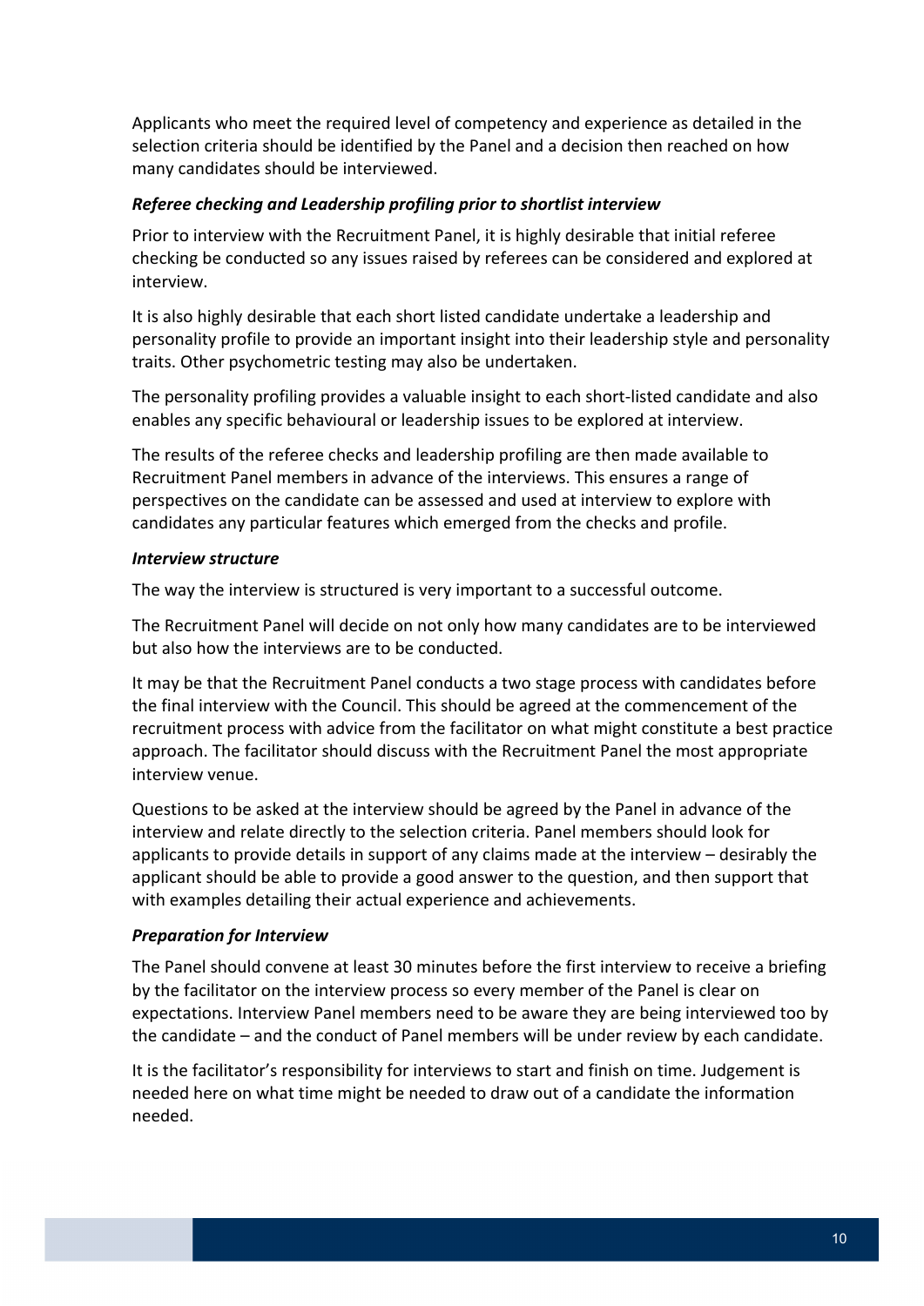Applicants who meet the required level of competency and experience as detailed in the selection criteria should be identified by the Panel and a decision then reached on how many candidates should be interviewed.

***Referee checking and Leadership profiling prior to shortlist interview***

Prior to interview with the Recruitment Panel, it is highly desirable that initial referee checking be conducted so any issues raised by referees can be considered and explored at interview.

It is also highly desirable that each short listed candidate undertake a leadership and personality profile to provide an important insight into their leadership style and personality traits. Other psychometric testing may also be undertaken.

The personality profiling provides a valuable insight to each short-listed candidate and also enables any specific behavioural or leadership issues to be explored at interview.

The results of the referee checks and leadership profiling are then made available to Recruitment Panel members in advance of the interviews. This ensures a range of perspectives on the candidate can be assessed and used at interview to explore with candidates any particular features which emerged from the checks and profile.

***Interview structure***

The way the interview is structured is very important to a successful outcome.

The Recruitment Panel will decide on not only how many candidates are to be interviewed but also how the interviews are to be conducted.

It may be that the Recruitment Panel conducts a two stage process with candidates before the final interview with the Council. This should be agreed at the commencement of the recruitment process with advice from the facilitator on what might constitute a best practice approach. The facilitator should discuss with the Recruitment Panel the most appropriate interview venue.

Questions to be asked at the interview should be agreed by the Panel in advance of the interview and relate directly to the selection criteria. Panel members should look for applicants to provide details in support of any claims made at the interview – desirably the applicant should be able to provide a good answer to the question, and then support that with examples detailing their actual experience and achievements.

***Preparation for Interview***

The Panel should convene at least 30 minutes before the first interview to receive a briefing by the facilitator on the interview process so every member of the Panel is clear on expectations. Interview Panel members need to be aware they are being interviewed too by the candidate – and the conduct of Panel members will be under review by each candidate.

It is the facilitator's responsibility for interviews to start and finish on time. Judgement is needed here on what time might be needed to draw out of a candidate the information needed.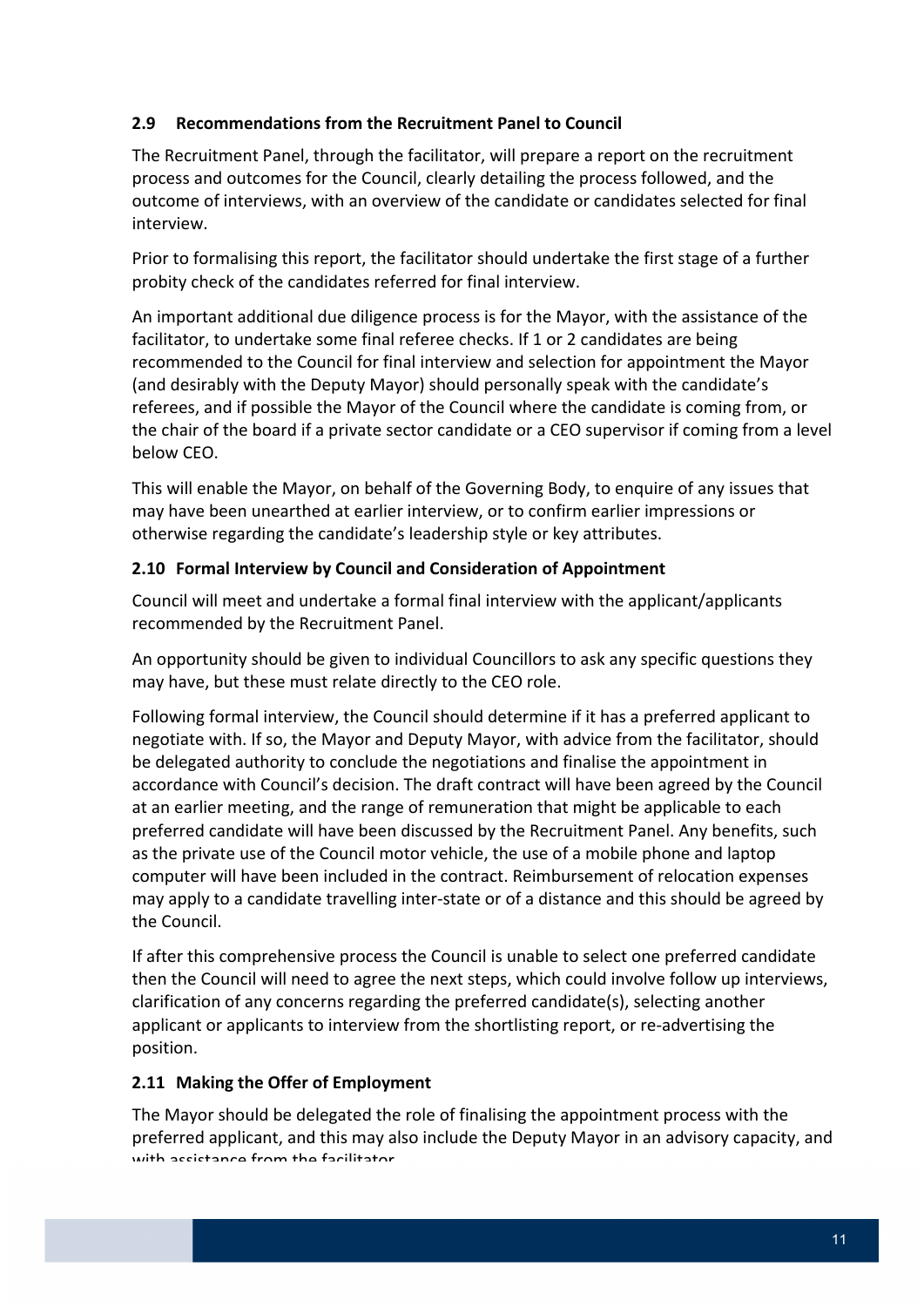### 2.9 Recommendations from the Recruitment Panel to Council

The Recruitment Panel, through the facilitator, will prepare a report on the recruitment process and outcomes for the Council, clearly detailing the process followed, and the outcome of interviews, with an overview of the candidate or candidates selected for final interview.

Prior to formalising this report, the facilitator should undertake the first stage of a further probity check of the candidates referred for final interview.

An important additional due diligence process is for the Mayor, with the assistance of the facilitator, to undertake some final referee checks. If 1 or 2 candidates are being recommended to the Council for final interview and selection for appointment the Mayor (and desirably with the Deputy Mayor) should personally speak with the candidate's referees, and if possible the Mayor of the Council where the candidate is coming from, or the chair of the board if a private sector candidate or a CEO supervisor if coming from a level below CEO.

This will enable the Mayor, on behalf of the Governing Body, to enquire of any issues that may have been unearthed at earlier interview, or to confirm earlier impressions or otherwise regarding the candidate's leadership style or key attributes.

### 2.10 Formal Interview by Council and Consideration of Appointment

Council will meet and undertake a formal final interview with the applicant/applicants recommended by the Recruitment Panel.

An opportunity should be given to individual Councillors to ask any specific questions they may have, but these must relate directly to the CEO role.

Following formal interview, the Council should determine if it has a preferred applicant to negotiate with. If so, the Mayor and Deputy Mayor, with advice from the facilitator, should be delegated authority to conclude the negotiations and finalise the appointment in accordance with Council's decision. The draft contract will have been agreed by the Council at an earlier meeting, and the range of remuneration that might be applicable to each preferred candidate will have been discussed by the Recruitment Panel. Any benefits, such as the private use of the Council motor vehicle, the use of a mobile phone and laptop computer will have been included in the contract. Reimbursement of relocation expenses may apply to a candidate travelling inter-state or of a distance and this should be agreed by the Council.

If after this comprehensive process the Council is unable to select one preferred candidate then the Council will need to agree the next steps, which could involve follow up interviews, clarification of any concerns regarding the preferred candidate(s), selecting another applicant or applicants to interview from the shortlisting report, or re-advertising the position.

### 2.11 Making the Offer of Employment

The Mayor should be delegated the role of finalising the appointment process with the preferred applicant, and this may also include the Deputy Mayor in an advisory capacity, and with assistance from the facilitator.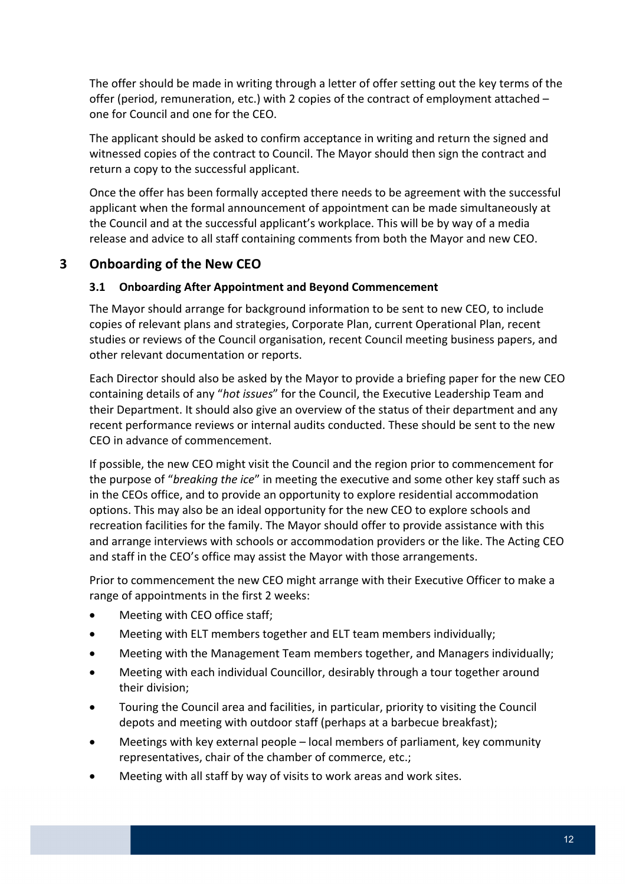The offer should be made in writing through a letter of offer setting out the key terms of the offer (period, remuneration, etc.) with 2 copies of the contract of employment attached – one for Council and one for the CEO.

The applicant should be asked to confirm acceptance in writing and return the signed and witnessed copies of the contract to Council. The Mayor should then sign the contract and return a copy to the successful applicant.

Once the offer has been formally accepted there needs to be agreement with the successful applicant when the formal announcement of appointment can be made simultaneously at the Council and at the successful applicant's workplace. This will be by way of a media release and advice to all staff containing comments from both the Mayor and new CEO.

## 3 Onboarding of the New CEO

### 3.1 Onboarding After Appointment and Beyond Commencement

The Mayor should arrange for background information to be sent to new CEO, to include copies of relevant plans and strategies, Corporate Plan, current Operational Plan, recent studies or reviews of the Council organisation, recent Council meeting business papers, and other relevant documentation or reports.

Each Director should also be asked by the Mayor to provide a briefing paper for the new CEO containing details of any "*hot issues*" for the Council, the Executive Leadership Team and their Department. It should also give an overview of the status of their department and any recent performance reviews or internal audits conducted. These should be sent to the new CEO in advance of commencement.

If possible, the new CEO might visit the Council and the region prior to commencement for the purpose of "*breaking the ice*" in meeting the executive and some other key staff such as in the CEOs office, and to provide an opportunity to explore residential accommodation options. This may also be an ideal opportunity for the new CEO to explore schools and recreation facilities for the family. The Mayor should offer to provide assistance with this and arrange interviews with schools or accommodation providers or the like. The Acting CEO and staff in the CEO's office may assist the Mayor with those arrangements.

Prior to commencement the new CEO might arrange with their Executive Officer to make a range of appointments in the first 2 weeks:

- Meeting with CEO office staff;
- Meeting with ELT members together and ELT team members individually;
- Meeting with the Management Team members together, and Managers individually;
- Meeting with each individual Councillor, desirably through a tour together around their division;
- Touring the Council area and facilities, in particular, priority to visiting the Council depots and meeting with outdoor staff (perhaps at a barbecue breakfast);
- Meetings with key external people – local members of parliament, key community representatives, chair of the chamber of commerce, etc.;
- Meeting with all staff by way of visits to work areas and work sites.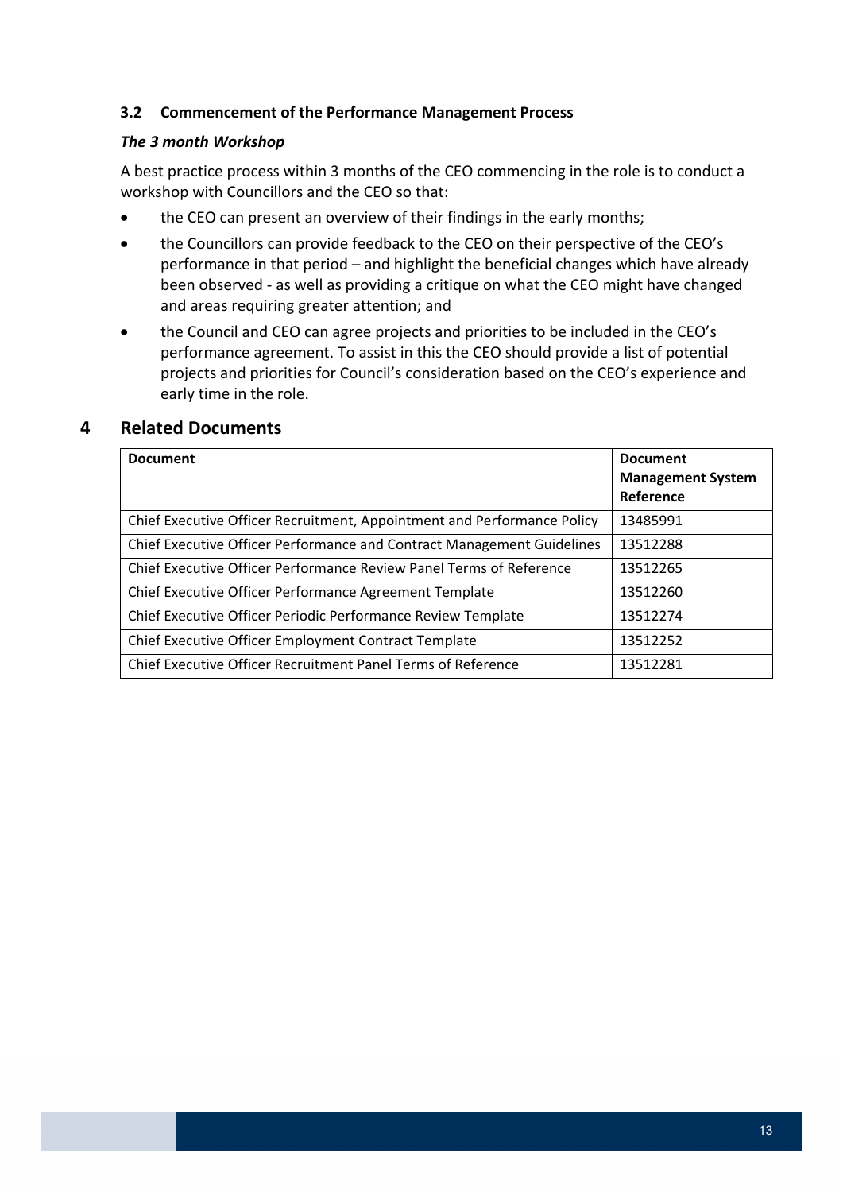### 3.2 Commencement of the Performance Management Process

***The 3 month Workshop***

A best practice process within 3 months of the CEO commencing in the role is to conduct a workshop with Councillors and the CEO so that:

- the CEO can present an overview of their findings in the early months;
- the Councillors can provide feedback to the CEO on their perspective of the CEO's performance in that period – and highlight the beneficial changes which have already been observed - as well as providing a critique on what the CEO might have changed and areas requiring greater attention; and
- the Council and CEO can agree projects and priorities to be included in the CEO's performance agreement. To assist in this the CEO should provide a list of potential projects and priorities for Council's consideration based on the CEO's experience and early time in the role.

## 4 Related Documents

| Document | Document Management System Reference |
|---|---|
| Chief Executive Officer Recruitment, Appointment and Performance Policy | 13485991 |
| Chief Executive Officer Performance and Contract Management Guidelines | 13512288 |
| Chief Executive Officer Performance Review Panel Terms of Reference | 13512265 |
| Chief Executive Officer Performance Agreement Template | 13512260 |
| Chief Executive Officer Periodic Performance Review Template | 13512274 |
| Chief Executive Officer Employment Contract Template | 13512252 |
| Chief Executive Officer Recruitment Panel Terms of Reference | 13512281 |